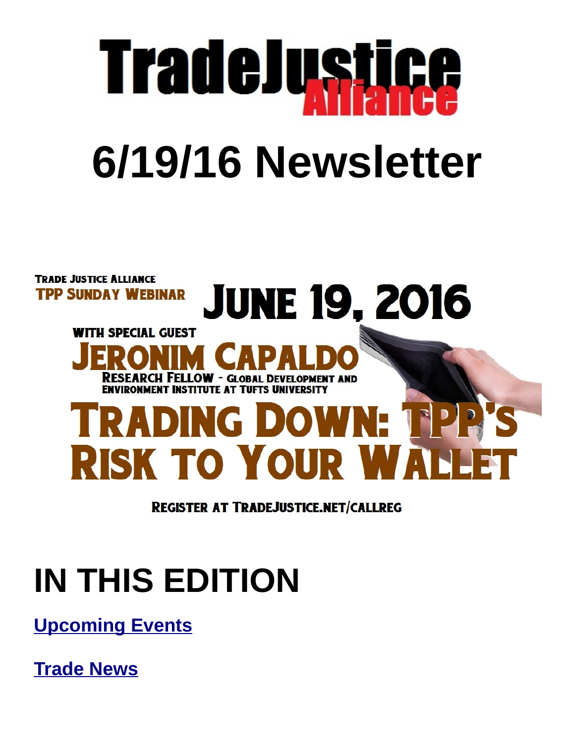# TradeJustice Alliance

# 6/19/16 Newsletter

TRADE JUSTICE ALLIANCE
TPP SUNDAY WEBINAR

JUNE 19, 2016

WITH SPECIAL GUEST
JERONIM CAPALDO
RESEARCH FELLOW - GLOBAL DEVELOPMENT AND ENVIRONMENT INSTITUTE AT TUFTS UNIVERSITY

TRADING DOWN: TPP'S RISK TO YOUR WALLET

REGISTER AT TRADEJUSTICE.NET/CALLREG

# IN THIS EDITION

**Upcoming Events**

**Trade News**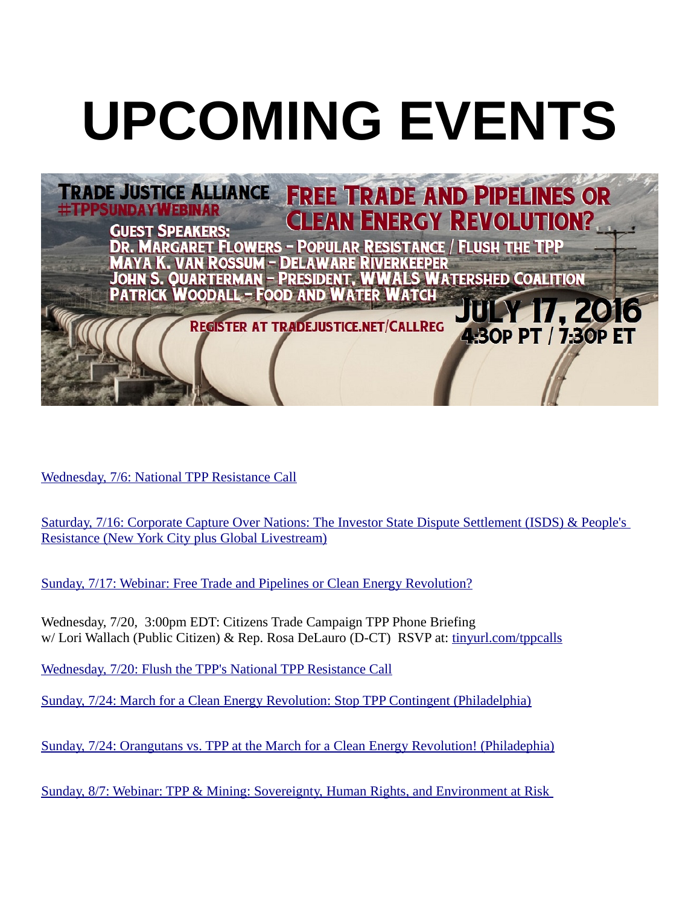# UPCOMING EVENTS

TRADE JUSTICE ALLIANCE
#TPPSUNDAYWEBINAR

FREE TRADE AND PIPELINES OR CLEAN ENERGY REVOLUTION?

GUEST SPEAKERS:
DR. MARGARET FLOWERS - POPULAR RESISTANCE / FLUSH THE TPP
MAYA K. VAN ROSSUM - DELAWARE RIVERKEEPER
JOHN S. QUARTERMAN - PRESIDENT, WWALS WATERSHED COALITION
PATRICK WOODALL - FOOD AND WATER WATCH

REGISTER AT TRADEJUSTICE.NET/CALLREG

JULY 17, 2016
4:30P PT / 7:30P ET

Wednesday, 7/6: National TPP Resistance Call

Saturday, 7/16: Corporate Capture Over Nations: The Investor State Dispute Settlement (ISDS) & People's Resistance (New York City plus Global Livestream)

Sunday, 7/17: Webinar: Free Trade and Pipelines or Clean Energy Revolution?

Wednesday, 7/20, 3:00pm EDT: Citizens Trade Campaign TPP Phone Briefing
w/ Lori Wallach (Public Citizen) & Rep. Rosa DeLauro (D-CT) RSVP at: tinyurl.com/tppcalls

Wednesday, 7/20: Flush the TPP's National TPP Resistance Call

Sunday, 7/24: March for a Clean Energy Revolution: Stop TPP Contingent (Philadelphia)

Sunday, 7/24: Orangutans vs. TPP at the March for a Clean Energy Revolution! (Philadephia)

Sunday, 8/7: Webinar: TPP & Mining: Sovereignty, Human Rights, and Environment at Risk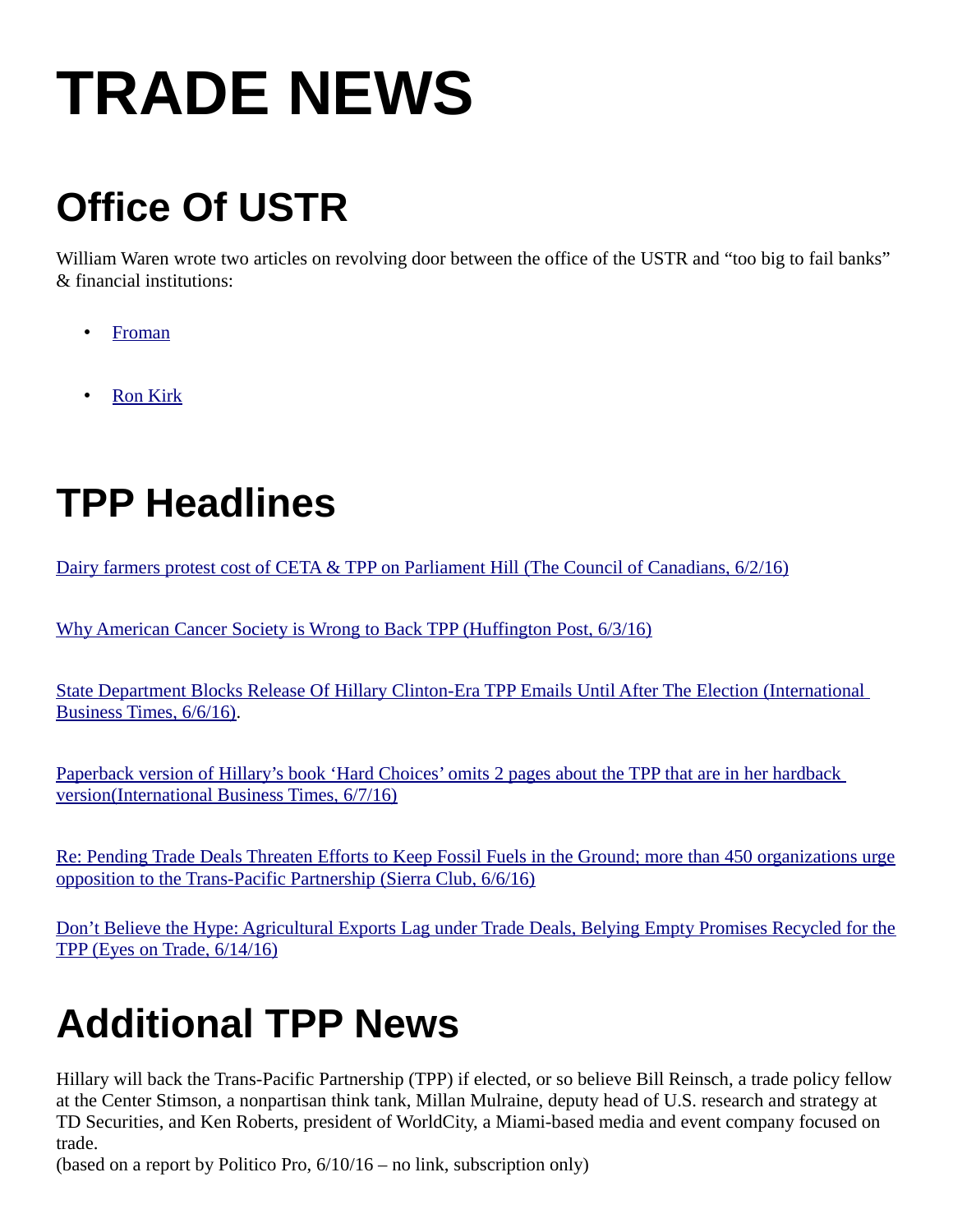# TRADE NEWS

## Office Of USTR

William Waren wrote two articles on revolving door between the office of the USTR and "too big to fail banks" & financial institutions:

- Froman
- Ron Kirk

## TPP Headlines

Dairy farmers protest cost of CETA & TPP on Parliament Hill (The Council of Canadians, 6/2/16)

Why American Cancer Society is Wrong to Back TPP (Huffington Post, 6/3/16)

State Department Blocks Release Of Hillary Clinton-Era TPP Emails Until After The Election (International Business Times, 6/6/16).

Paperback version of Hillary's book 'Hard Choices' omits 2 pages about the TPP that are in her hardback version(International Business Times, 6/7/16)

Re: Pending Trade Deals Threaten Efforts to Keep Fossil Fuels in the Ground; more than 450 organizations urge opposition to the Trans-Pacific Partnership (Sierra Club, 6/6/16)

Don't Believe the Hype: Agricultural Exports Lag under Trade Deals, Belying Empty Promises Recycled for the TPP (Eyes on Trade, 6/14/16)

## Additional TPP News

Hillary will back the Trans-Pacific Partnership (TPP) if elected, or so believe Bill Reinsch, a trade policy fellow at the Center Stimson, a nonpartisan think tank, Millan Mulraine, deputy head of U.S. research and strategy at TD Securities, and Ken Roberts, president of WorldCity, a Miami-based media and event company focused on trade.
(based on a report by Politico Pro, 6/10/16 – no link, subscription only)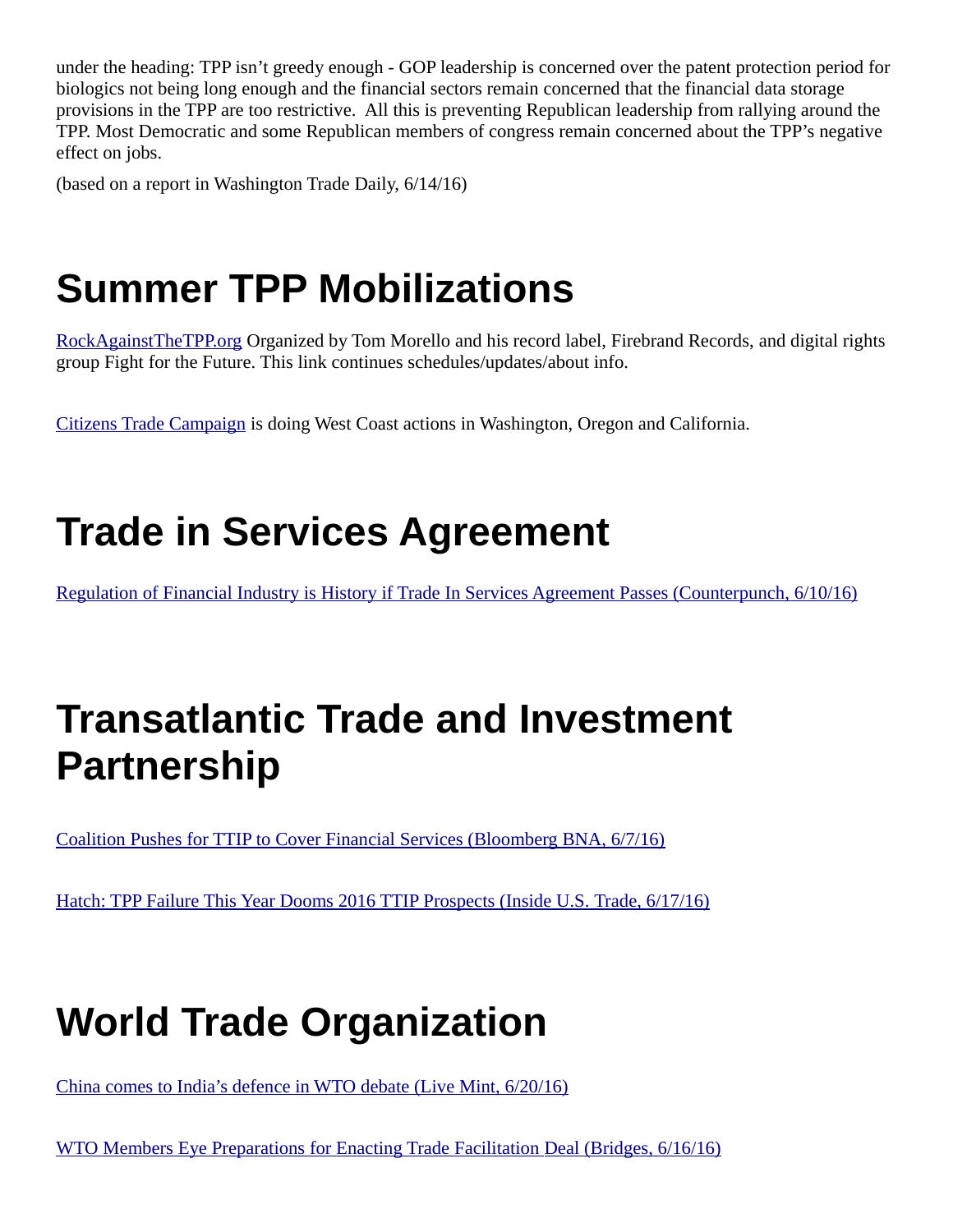under the heading: TPP isn’t greedy enough - GOP leadership is concerned over the patent protection period for biologics not being long enough and the financial sectors remain concerned that the financial data storage provisions in the TPP are too restrictive. All this is preventing Republican leadership from rallying around the TPP. Most Democratic and some Republican members of congress remain concerned about the TPP’s negative effect on jobs.

(based on a report in Washington Trade Daily, 6/14/16)

# Summer TPP Mobilizations

RockAgainstTheTPP.org Organized by Tom Morello and his record label, Firebrand Records, and digital rights group Fight for the Future. This link continues schedules/updates/about info.

Citizens Trade Campaign is doing West Coast actions in Washington, Oregon and California.

# Trade in Services Agreement

Regulation of Financial Industry is History if Trade In Services Agreement Passes (Counterpunch, 6/10/16)

# Transatlantic Trade and Investment Partnership

Coalition Pushes for TTIP to Cover Financial Services (Bloomberg BNA, 6/7/16)

Hatch: TPP Failure This Year Dooms 2016 TTIP Prospects (Inside U.S. Trade, 6/17/16)

# World Trade Organization

China comes to India’s defence in WTO debate (Live Mint, 6/20/16)

WTO Members Eye Preparations for Enacting Trade Facilitation Deal (Bridges, 6/16/16)